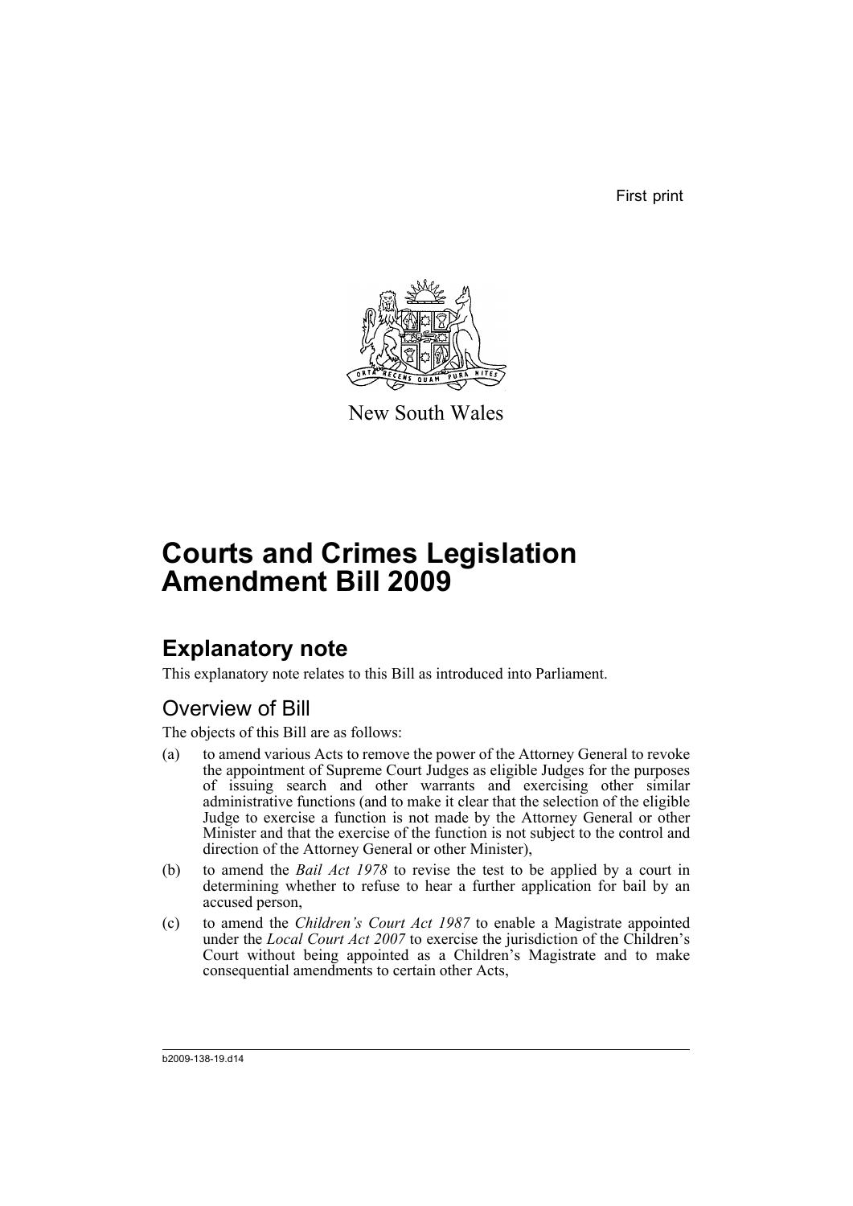First print

New South Wales

# Courts and Crimes Legislation Amendment Bill 2009

## Explanatory note

This explanatory note relates to this Bill as introduced into Parliament.

### Overview of Bill

The objects of this Bill are as follows:

(a) to amend various Acts to remove the power of the Attorney General to revoke the appointment of Supreme Court Judges as eligible Judges for the purposes of issuing search and other warrants and exercising other similar administrative functions (and to make it clear that the selection of the eligible Judge to exercise a function is not made by the Attorney General or other Minister and that the exercise of the function is not subject to the control and direction of the Attorney General or other Minister),

(b) to amend the *Bail Act 1978* to revise the test to be applied by a court in determining whether to refuse to hear a further application for bail by an accused person,

(c) to amend the *Children's Court Act 1987* to enable a Magistrate appointed under the *Local Court Act 2007* to exercise the jurisdiction of the Children's Court without being appointed as a Children's Magistrate and to make consequential amendments to certain other Acts,

b2009-138-19.d14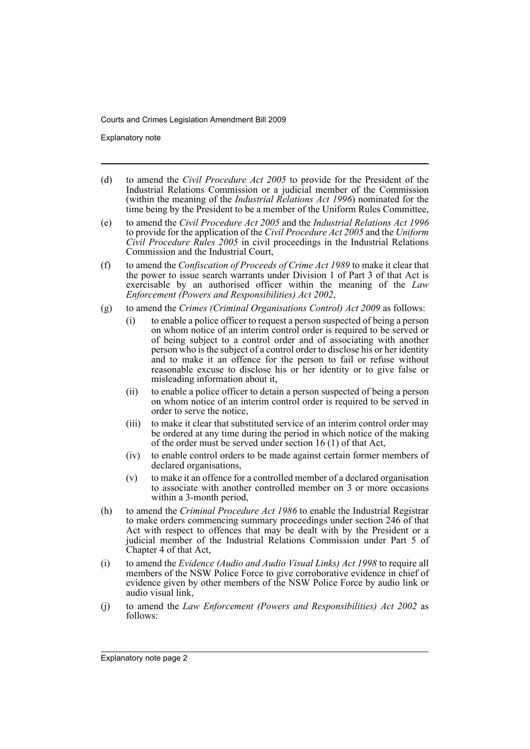(d) to amend the *Civil Procedure Act 2005* to provide for the President of the Industrial Relations Commission or a judicial member of the Commission (within the meaning of the *Industrial Relations Act 1996*) nominated for the time being by the President to be a member of the Uniform Rules Committee,

(e) to amend the *Civil Procedure Act 2005* and the *Industrial Relations Act 1996* to provide for the application of the *Civil Procedure Act 2005* and the *Uniform Civil Procedure Rules 2005* in civil proceedings in the Industrial Relations Commission and the Industrial Court,

(f) to amend the *Confiscation of Proceeds of Crime Act 1989* to make it clear that the power to issue search warrants under Division 1 of Part 3 of that Act is exercisable by an authorised officer within the meaning of the *Law Enforcement (Powers and Responsibilities) Act 2002*,

(g) to amend the *Crimes (Criminal Organisations Control) Act 2009* as follows:

   (i) to enable a police officer to request a person suspected of being a person on whom notice of an interim control order is required to be served or of being subject to a control order and of associating with another person who is the subject of a control order to disclose his or her identity and to make it an offence for the person to fail or refuse without reasonable excuse to disclose his or her identity or to give false or misleading information about it,

   (ii) to enable a police officer to detain a person suspected of being a person on whom notice of an interim control order is required to be served in order to serve the notice,

   (iii) to make it clear that substituted service of an interim control order may be ordered at any time during the period in which notice of the making of the order must be served under section 16 (1) of that Act,

   (iv) to enable control orders to be made against certain former members of declared organisations,

   (v) to make it an offence for a controlled member of a declared organisation to associate with another controlled member on 3 or more occasions within a 3-month period,

(h) to amend the *Criminal Procedure Act 1986* to enable the Industrial Registrar to make orders commencing summary proceedings under section 246 of that Act with respect to offences that may be dealt with by the President or a judicial member of the Industrial Relations Commission under Part 5 of Chapter 4 of that Act,

(i) to amend the *Evidence (Audio and Audio Visual Links) Act 1998* to require all members of the NSW Police Force to give corroborative evidence in chief of evidence given by other members of the NSW Police Force by audio link or audio visual link,

(j) to amend the *Law Enforcement (Powers and Responsibilities) Act 2002* as follows: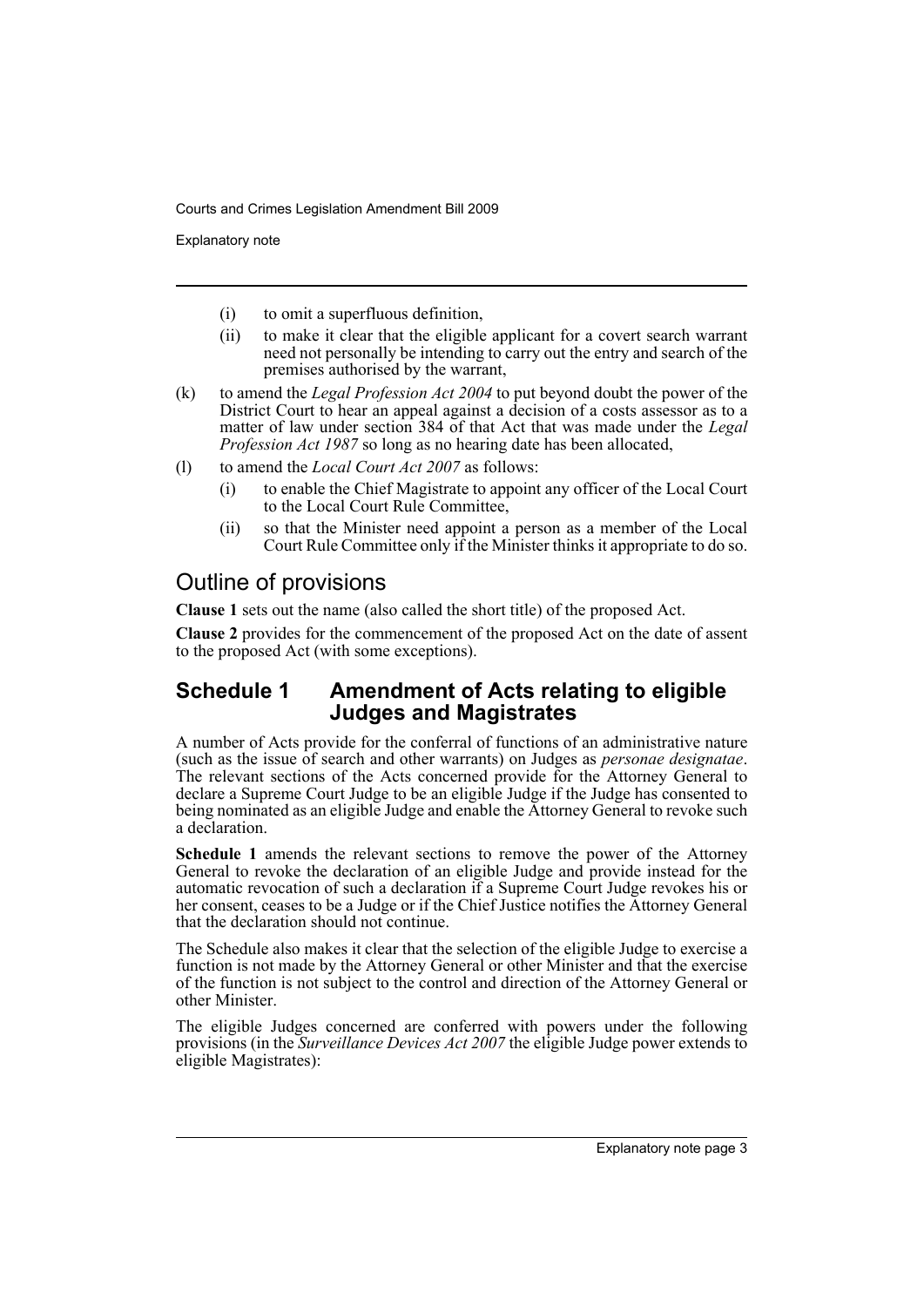(i) to omit a superfluous definition,

(ii) to make it clear that the eligible applicant for a covert search warrant need not personally be intending to carry out the entry and search of the premises authorised by the warrant,

(k) to amend the *Legal Profession Act 2004* to put beyond doubt the power of the District Court to hear an appeal against a decision of a costs assessor as to a matter of law under section 384 of that Act that was made under the *Legal Profession Act 1987* so long as no hearing date has been allocated,

(l) to amend the *Local Court Act 2007* as follows:

(i) to enable the Chief Magistrate to appoint any officer of the Local Court to the Local Court Rule Committee,

(ii) so that the Minister need appoint a person as a member of the Local Court Rule Committee only if the Minister thinks it appropriate to do so.

## Outline of provisions

**Clause 1** sets out the name (also called the short title) of the proposed Act.

**Clause 2** provides for the commencement of the proposed Act on the date of assent to the proposed Act (with some exceptions).

## Schedule 1 Amendment of Acts relating to eligible Judges and Magistrates

A number of Acts provide for the conferral of functions of an administrative nature (such as the issue of search and other warrants) on Judges as *personae designatae*. The relevant sections of the Acts concerned provide for the Attorney General to declare a Supreme Court Judge to be an eligible Judge if the Judge has consented to being nominated as an eligible Judge and enable the Attorney General to revoke such a declaration.

**Schedule 1** amends the relevant sections to remove the power of the Attorney General to revoke the declaration of an eligible Judge and provide instead for the automatic revocation of such a declaration if a Supreme Court Judge revokes his or her consent, ceases to be a Judge or if the Chief Justice notifies the Attorney General that the declaration should not continue.

The Schedule also makes it clear that the selection of the eligible Judge to exercise a function is not made by the Attorney General or other Minister and that the exercise of the function is not subject to the control and direction of the Attorney General or other Minister.

The eligible Judges concerned are conferred with powers under the following provisions (in the *Surveillance Devices Act 2007* the eligible Judge power extends to eligible Magistrates):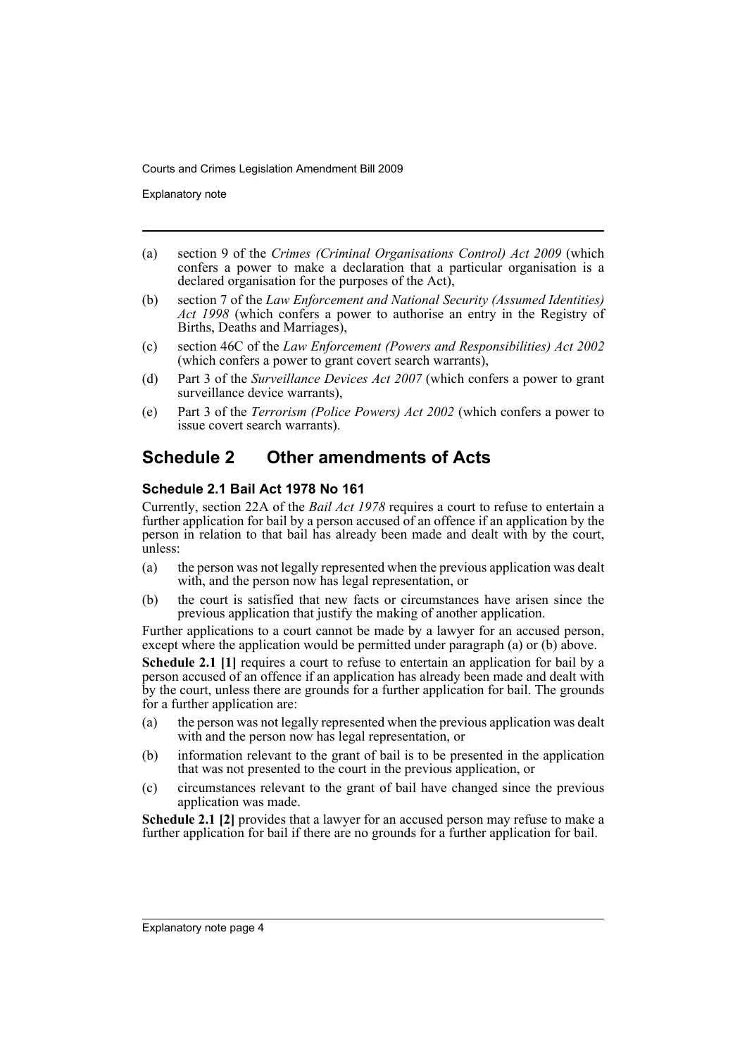(a) section 9 of the *Crimes (Criminal Organisations Control) Act 2009* (which confers a power to make a declaration that a particular organisation is a declared organisation for the purposes of the Act),

(b) section 7 of the *Law Enforcement and National Security (Assumed Identities) Act 1998* (which confers a power to authorise an entry in the Registry of Births, Deaths and Marriages),

(c) section 46C of the *Law Enforcement (Powers and Responsibilities) Act 2002* (which confers a power to grant covert search warrants),

(d) Part 3 of the *Surveillance Devices Act 2007* (which confers a power to grant surveillance device warrants),

(e) Part 3 of the *Terrorism (Police Powers) Act 2002* (which confers a power to issue covert search warrants).

## Schedule 2 Other amendments of Acts

### Schedule 2.1 Bail Act 1978 No 161

Currently, section 22A of the *Bail Act 1978* requires a court to refuse to entertain a further application for bail by a person accused of an offence if an application by the person in relation to that bail has already been made and dealt with by the court, unless:

(a) the person was not legally represented when the previous application was dealt with, and the person now has legal representation, or

(b) the court is satisfied that new facts or circumstances have arisen since the previous application that justify the making of another application.

Further applications to a court cannot be made by a lawyer for an accused person, except where the application would be permitted under paragraph (a) or (b) above.

**Schedule 2.1 [1]** requires a court to refuse to entertain an application for bail by a person accused of an offence if an application has already been made and dealt with by the court, unless there are grounds for a further application for bail. The grounds for a further application are:

(a) the person was not legally represented when the previous application was dealt with and the person now has legal representation, or

(b) information relevant to the grant of bail is to be presented in the application that was not presented to the court in the previous application, or

(c) circumstances relevant to the grant of bail have changed since the previous application was made.

**Schedule 2.1 [2]** provides that a lawyer for an accused person may refuse to make a further application for bail if there are no grounds for a further application for bail.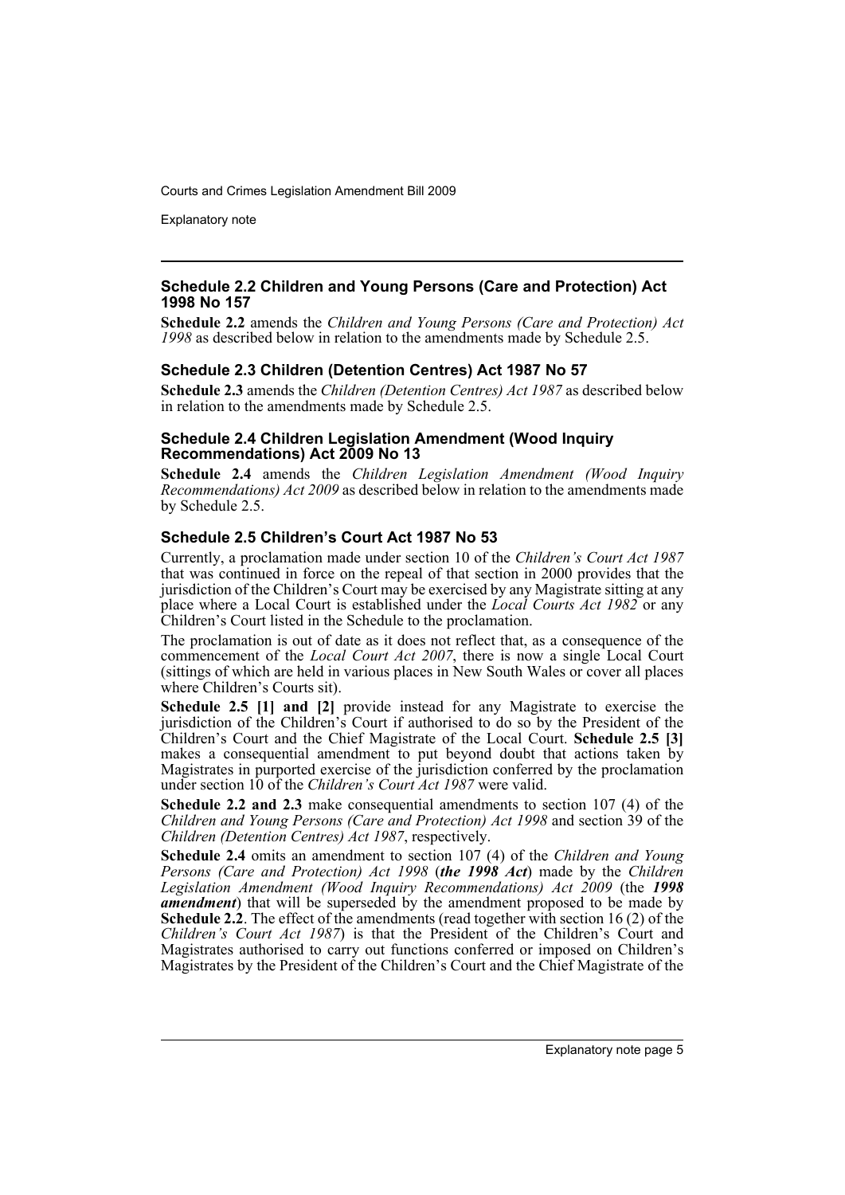### Schedule 2.2 Children and Young Persons (Care and Protection) Act 1998 No 157

**Schedule 2.2** amends the *Children and Young Persons (Care and Protection) Act 1998* as described below in relation to the amendments made by Schedule 2.5.

### Schedule 2.3 Children (Detention Centres) Act 1987 No 57

**Schedule 2.3** amends the *Children (Detention Centres) Act 1987* as described below in relation to the amendments made by Schedule 2.5.

### Schedule 2.4 Children Legislation Amendment (Wood Inquiry Recommendations) Act 2009 No 13

**Schedule 2.4** amends the *Children Legislation Amendment (Wood Inquiry Recommendations) Act 2009* as described below in relation to the amendments made by Schedule 2.5.

### Schedule 2.5 Children's Court Act 1987 No 53

Currently, a proclamation made under section 10 of the *Children's Court Act 1987* that was continued in force on the repeal of that section in 2000 provides that the jurisdiction of the Children's Court may be exercised by any Magistrate sitting at any place where a Local Court is established under the *Local Courts Act 1982* or any Children's Court listed in the Schedule to the proclamation.

The proclamation is out of date as it does not reflect that, as a consequence of the commencement of the *Local Court Act 2007*, there is now a single Local Court (sittings of which are held in various places in New South Wales or cover all places where Children's Courts sit).

**Schedule 2.5 [1] and [2]** provide instead for any Magistrate to exercise the jurisdiction of the Children's Court if authorised to do so by the President of the Children's Court and the Chief Magistrate of the Local Court. **Schedule 2.5 [3]** makes a consequential amendment to put beyond doubt that actions taken by Magistrates in purported exercise of the jurisdiction conferred by the proclamation under section 10 of the *Children's Court Act 1987* were valid.

**Schedule 2.2 and 2.3** make consequential amendments to section 107 (4) of the *Children and Young Persons (Care and Protection) Act 1998* and section 39 of the *Children (Detention Centres) Act 1987*, respectively.

**Schedule 2.4** omits an amendment to section 107 (4) of the *Children and Young Persons (Care and Protection) Act 1998* (***the 1998 Act***) made by the *Children Legislation Amendment (Wood Inquiry Recommendations) Act 2009* (the ***1998 amendment***) that will be superseded by the amendment proposed to be made by **Schedule 2.2**. The effect of the amendments (read together with section 16 (2) of the *Children's Court Act 1987*) is that the President of the Children's Court and Magistrates authorised to carry out functions conferred or imposed on Children's Magistrates by the President of the Children's Court and the Chief Magistrate of the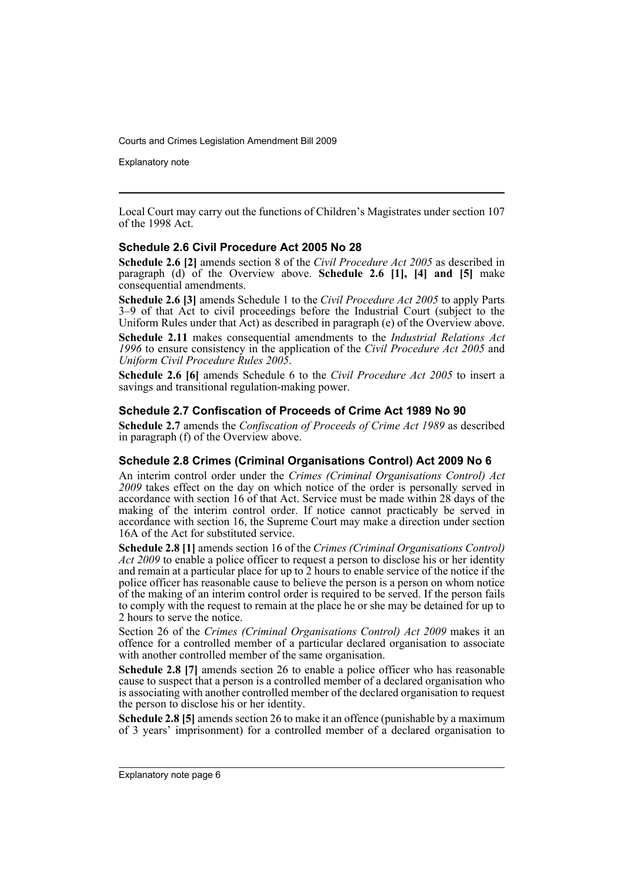Local Court may carry out the functions of Children's Magistrates under section 107 of the 1998 Act.

### Schedule 2.6 Civil Procedure Act 2005 No 28

**Schedule 2.6 [2]** amends section 8 of the *Civil Procedure Act 2005* as described in paragraph (d) of the Overview above. **Schedule 2.6 [1], [4] and [5]** make consequential amendments.

**Schedule 2.6 [3]** amends Schedule 1 to the *Civil Procedure Act 2005* to apply Parts 3–9 of that Act to civil proceedings before the Industrial Court (subject to the Uniform Rules under that Act) as described in paragraph (e) of the Overview above.

**Schedule 2.11** makes consequential amendments to the *Industrial Relations Act 1996* to ensure consistency in the application of the *Civil Procedure Act 2005* and *Uniform Civil Procedure Rules 2005*.

**Schedule 2.6 [6]** amends Schedule 6 to the *Civil Procedure Act 2005* to insert a savings and transitional regulation-making power.

### Schedule 2.7 Confiscation of Proceeds of Crime Act 1989 No 90

**Schedule 2.7** amends the *Confiscation of Proceeds of Crime Act 1989* as described in paragraph (f) of the Overview above.

### Schedule 2.8 Crimes (Criminal Organisations Control) Act 2009 No 6

An interim control order under the *Crimes (Criminal Organisations Control) Act 2009* takes effect on the day on which notice of the order is personally served in accordance with section 16 of that Act. Service must be made within 28 days of the making of the interim control order. If notice cannot practicably be served in accordance with section 16, the Supreme Court may make a direction under section 16A of the Act for substituted service.

**Schedule 2.8 [1]** amends section 16 of the *Crimes (Criminal Organisations Control) Act 2009* to enable a police officer to request a person to disclose his or her identity and remain at a particular place for up to 2 hours to enable service of the notice if the police officer has reasonable cause to believe the person is a person on whom notice of the making of an interim control order is required to be served. If the person fails to comply with the request to remain at the place he or she may be detained for up to 2 hours to serve the notice.

Section 26 of the *Crimes (Criminal Organisations Control) Act 2009* makes it an offence for a controlled member of a particular declared organisation to associate with another controlled member of the same organisation.

**Schedule 2.8 [7]** amends section 26 to enable a police officer who has reasonable cause to suspect that a person is a controlled member of a declared organisation who is associating with another controlled member of the declared organisation to request the person to disclose his or her identity.

**Schedule 2.8 [5]** amends section 26 to make it an offence (punishable by a maximum of 3 years' imprisonment) for a controlled member of a declared organisation to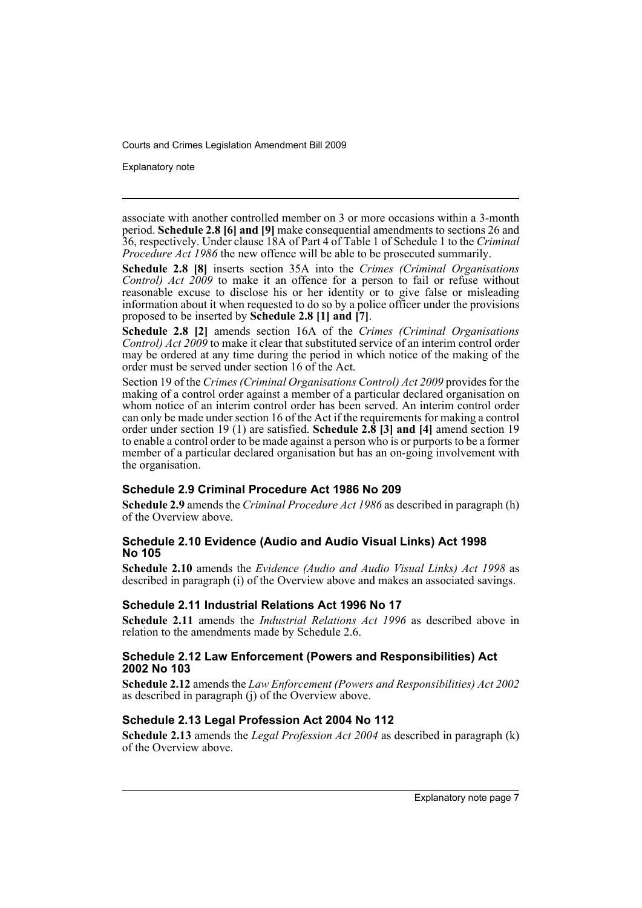associate with another controlled member on 3 or more occasions within a 3-month period. **Schedule 2.8 [6] and [9]** make consequential amendments to sections 26 and 36, respectively. Under clause 18A of Part 4 of Table 1 of Schedule 1 to the *Criminal Procedure Act 1986* the new offence will be able to be prosecuted summarily.

**Schedule 2.8 [8]** inserts section 35A into the *Crimes (Criminal Organisations Control) Act 2009* to make it an offence for a person to fail or refuse without reasonable excuse to disclose his or her identity or to give false or misleading information about it when requested to do so by a police officer under the provisions proposed to be inserted by **Schedule 2.8 [1] and [7]**.

**Schedule 2.8 [2]** amends section 16A of the *Crimes (Criminal Organisations Control) Act 2009* to make it clear that substituted service of an interim control order may be ordered at any time during the period in which notice of the making of the order must be served under section 16 of the Act.

Section 19 of the *Crimes (Criminal Organisations Control) Act 2009* provides for the making of a control order against a member of a particular declared organisation on whom notice of an interim control order has been served. An interim control order can only be made under section 16 of the Act if the requirements for making a control order under section 19 (1) are satisfied. **Schedule 2.8 [3] and [4]** amend section 19 to enable a control order to be made against a person who is or purports to be a former member of a particular declared organisation but has an on-going involvement with the organisation.

### Schedule 2.9 Criminal Procedure Act 1986 No 209

**Schedule 2.9** amends the *Criminal Procedure Act 1986* as described in paragraph (h) of the Overview above.

### Schedule 2.10 Evidence (Audio and Audio Visual Links) Act 1998 No 105

**Schedule 2.10** amends the *Evidence (Audio and Audio Visual Links) Act 1998* as described in paragraph (i) of the Overview above and makes an associated savings.

### Schedule 2.11 Industrial Relations Act 1996 No 17

**Schedule 2.11** amends the *Industrial Relations Act 1996* as described above in relation to the amendments made by Schedule 2.6.

### Schedule 2.12 Law Enforcement (Powers and Responsibilities) Act 2002 No 103

**Schedule 2.12** amends the *Law Enforcement (Powers and Responsibilities) Act 2002* as described in paragraph (j) of the Overview above.

### Schedule 2.13 Legal Profession Act 2004 No 112

**Schedule 2.13** amends the *Legal Profession Act 2004* as described in paragraph (k) of the Overview above.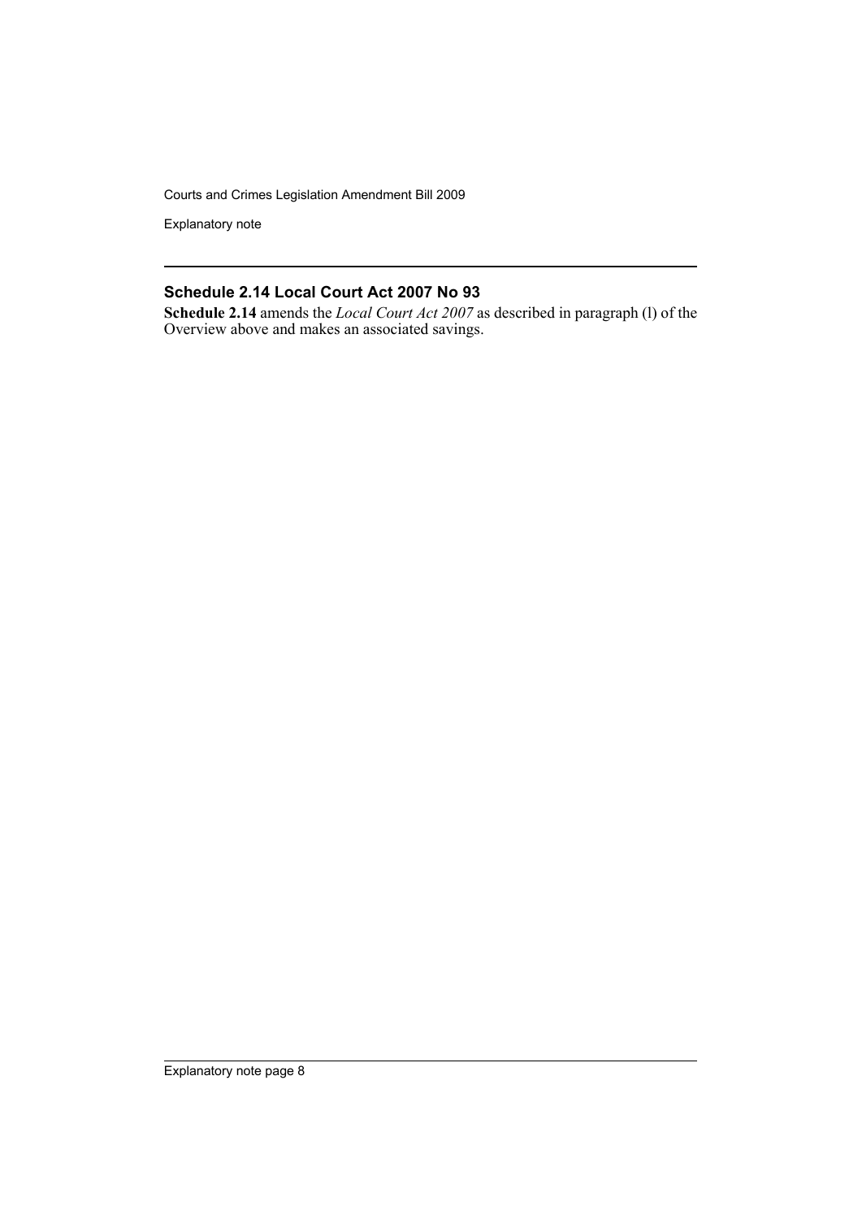## Schedule 2.14 Local Court Act 2007 No 93

**Schedule 2.14** amends the *Local Court Act 2007* as described in paragraph (l) of the Overview above and makes an associated savings.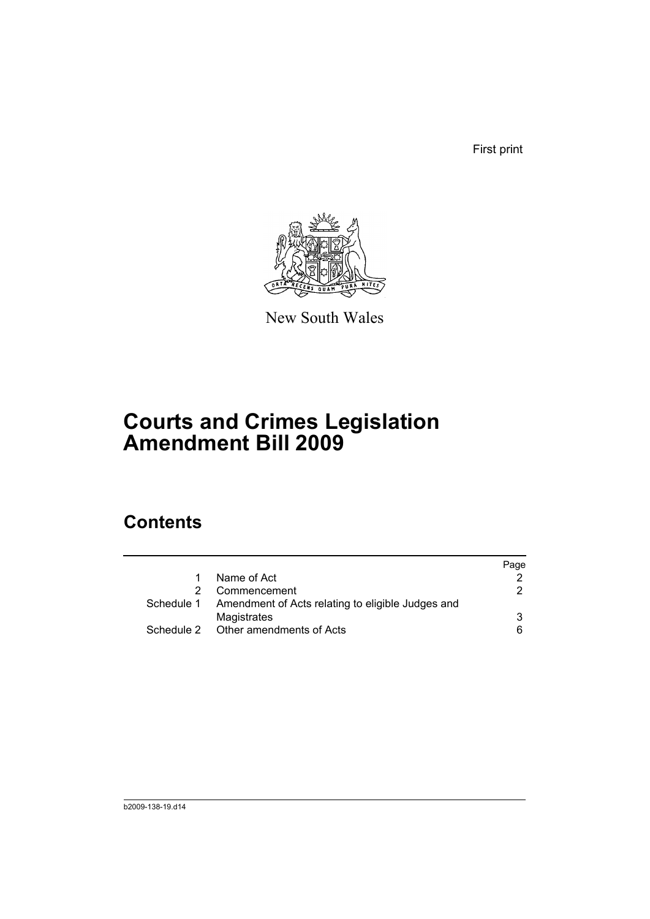First print

New South Wales

# Courts and Crimes Legislation Amendment Bill 2009

## Contents

| | | Page |
|---|---|---|
| 1 | Name of Act | 2 |
| 2 | Commencement | 2 |
| Schedule 1 | Amendment of Acts relating to eligible Judges and Magistrates | 3 |
| Schedule 2 | Other amendments of Acts | 6 |

b2009-138-19.d14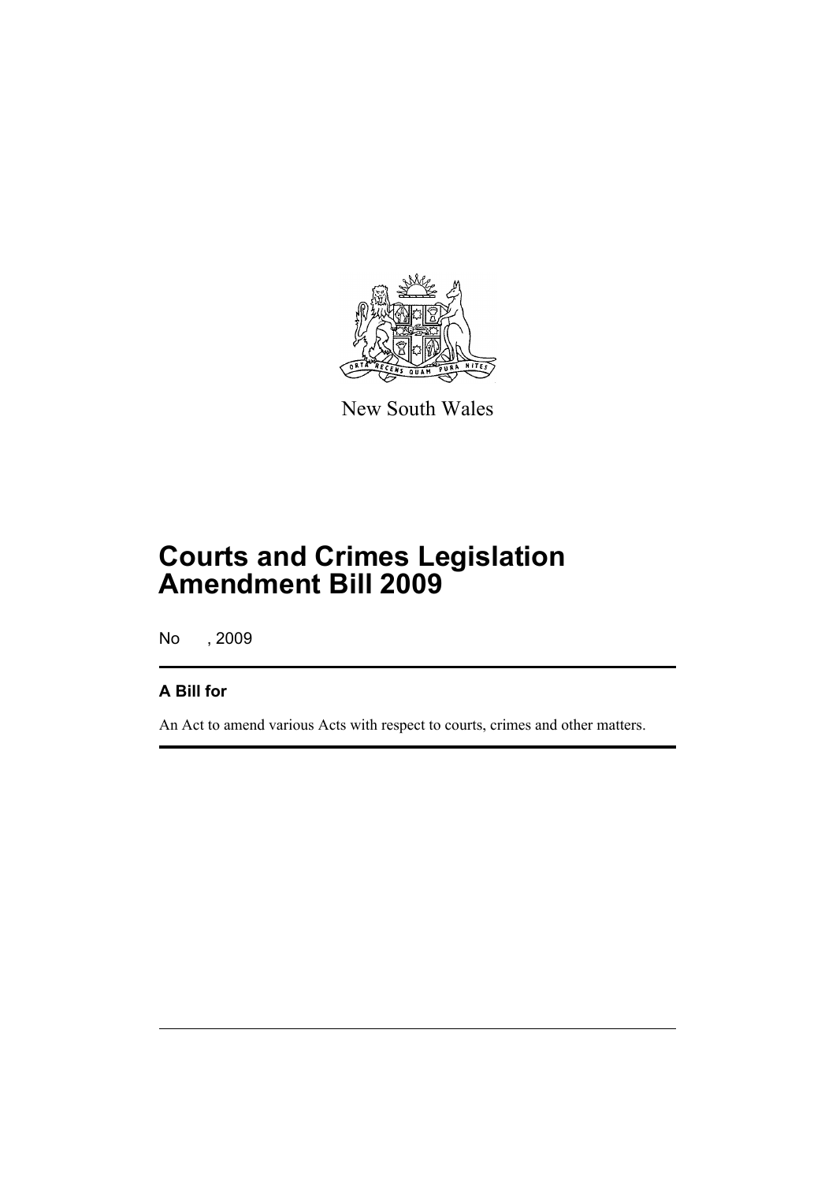New South Wales

# Courts and Crimes Legislation Amendment Bill 2009

No , 2009

## A Bill for

An Act to amend various Acts with respect to courts, crimes and other matters.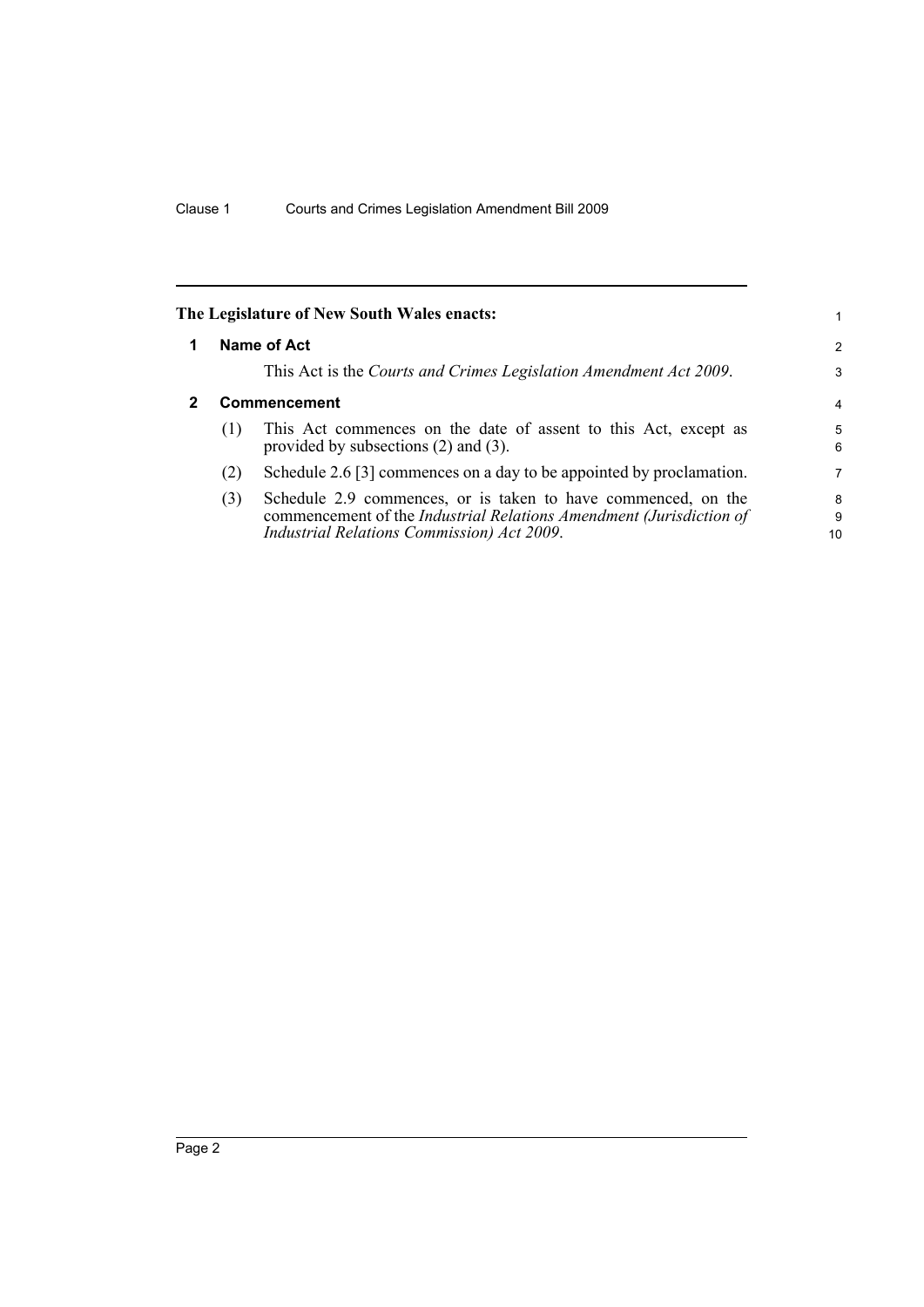**The Legislature of New South Wales enacts:**

## 1 Name of Act

This Act is the *Courts and Crimes Legislation Amendment Act 2009*.

## 2 Commencement

(1) This Act commences on the date of assent to this Act, except as provided by subsections (2) and (3).

(2) Schedule 2.6 [3] commences on a day to be appointed by proclamation.

(3) Schedule 2.9 commences, or is taken to have commenced, on the commencement of the *Industrial Relations Amendment (Jurisdiction of Industrial Relations Commission) Act 2009*.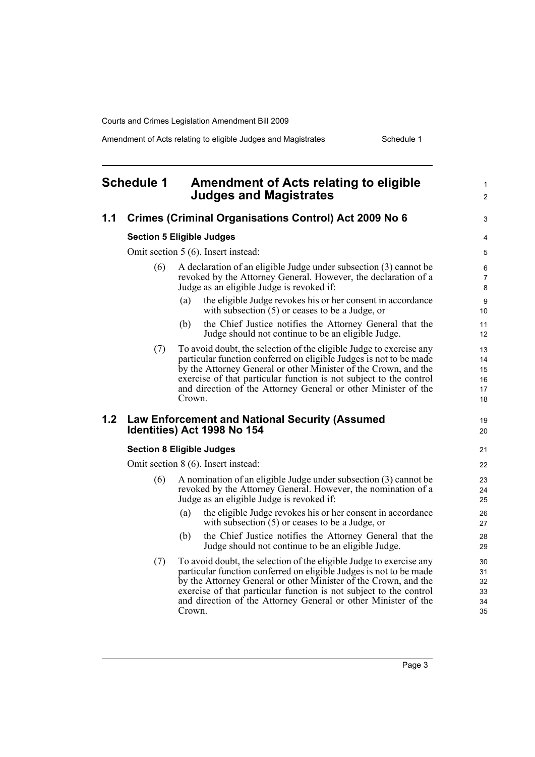## Schedule 1 Amendment of Acts relating to eligible Judges and Magistrates

### 1.1 Crimes (Criminal Organisations Control) Act 2009 No 6

**Section 5 Eligible Judges**

Omit section 5 (6). Insert instead:

(6) A declaration of an eligible Judge under subsection (3) cannot be revoked by the Attorney General. However, the declaration of a Judge as an eligible Judge is revoked if:

- (a) the eligible Judge revokes his or her consent in accordance with subsection (5) or ceases to be a Judge, or
- (b) the Chief Justice notifies the Attorney General that the Judge should not continue to be an eligible Judge.

(7) To avoid doubt, the selection of the eligible Judge to exercise any particular function conferred on eligible Judges is not to be made by the Attorney General or other Minister of the Crown, and the exercise of that particular function is not subject to the control and direction of the Attorney General or other Minister of the Crown.

### 1.2 Law Enforcement and National Security (Assumed Identities) Act 1998 No 154

**Section 8 Eligible Judges**

Omit section 8 (6). Insert instead:

(6) A nomination of an eligible Judge under subsection (3) cannot be revoked by the Attorney General. However, the nomination of a Judge as an eligible Judge is revoked if:

- (a) the eligible Judge revokes his or her consent in accordance with subsection (5) or ceases to be a Judge, or
- (b) the Chief Justice notifies the Attorney General that the Judge should not continue to be an eligible Judge.

(7) To avoid doubt, the selection of the eligible Judge to exercise any particular function conferred on eligible Judges is not to be made by the Attorney General or other Minister of the Crown, and the exercise of that particular function is not subject to the control and direction of the Attorney General or other Minister of the Crown.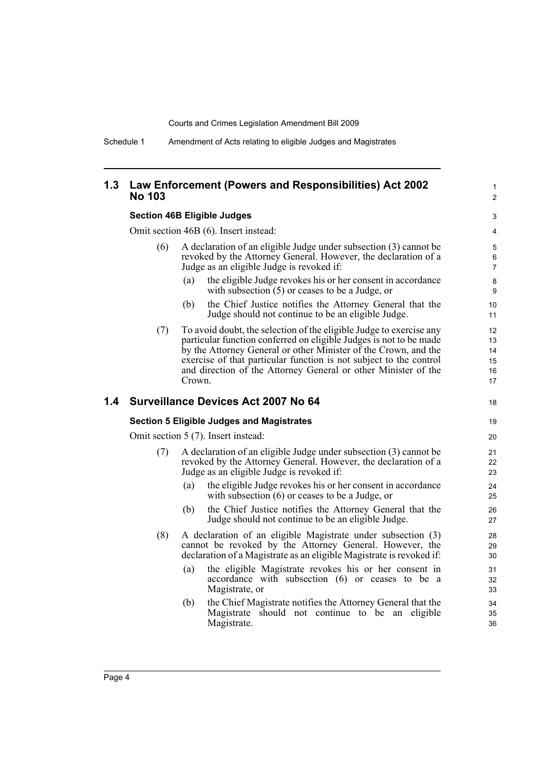## 1.3 Law Enforcement (Powers and Responsibilities) Act 2002 No 103

### Section 46B Eligible Judges

Omit section 46B (6). Insert instead:

(6) A declaration of an eligible Judge under subsection (3) cannot be revoked by the Attorney General. However, the declaration of a Judge as an eligible Judge is revoked if:

(a) the eligible Judge revokes his or her consent in accordance with subsection (5) or ceases to be a Judge, or

(b) the Chief Justice notifies the Attorney General that the Judge should not continue to be an eligible Judge.

(7) To avoid doubt, the selection of the eligible Judge to exercise any particular function conferred on eligible Judges is not to be made by the Attorney General or other Minister of the Crown, and the exercise of that particular function is not subject to the control and direction of the Attorney General or other Minister of the Crown.

## 1.4 Surveillance Devices Act 2007 No 64

### Section 5 Eligible Judges and Magistrates

Omit section 5 (7). Insert instead:

(7) A declaration of an eligible Judge under subsection (3) cannot be revoked by the Attorney General. However, the declaration of a Judge as an eligible Judge is revoked if:

(a) the eligible Judge revokes his or her consent in accordance with subsection (6) or ceases to be a Judge, or

(b) the Chief Justice notifies the Attorney General that the Judge should not continue to be an eligible Judge.

(8) A declaration of an eligible Magistrate under subsection (3) cannot be revoked by the Attorney General. However, the declaration of a Magistrate as an eligible Magistrate is revoked if:

(a) the eligible Magistrate revokes his or her consent in accordance with subsection (6) or ceases to be a Magistrate, or

(b) the Chief Magistrate notifies the Attorney General that the Magistrate should not continue to be an eligible Magistrate.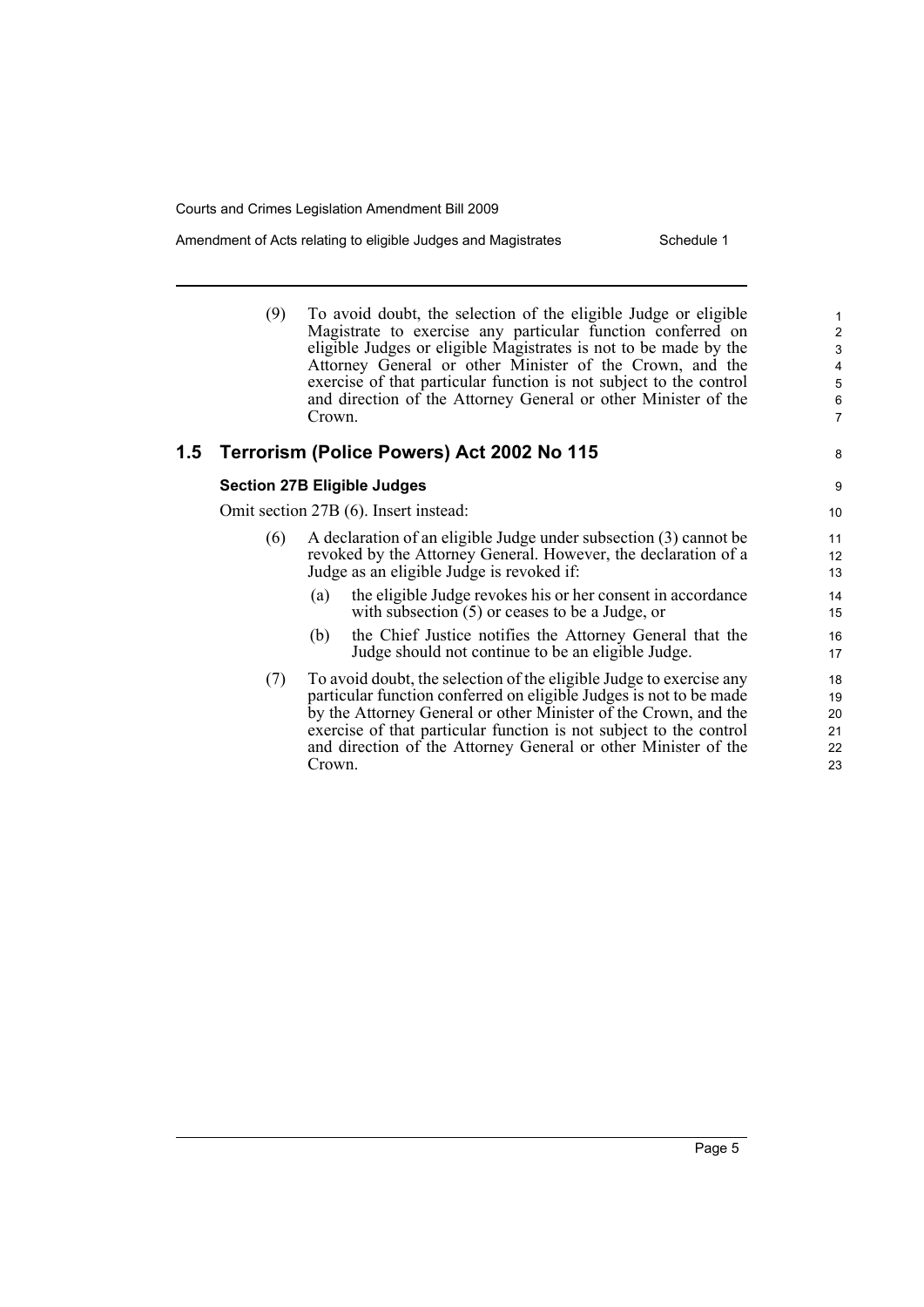(9) To avoid doubt, the selection of the eligible Judge or eligible Magistrate to exercise any particular function conferred on eligible Judges or eligible Magistrates is not to be made by the Attorney General or other Minister of the Crown, and the exercise of that particular function is not subject to the control and direction of the Attorney General or other Minister of the Crown.

## 1.5 Terrorism (Police Powers) Act 2002 No 115

### Section 27B Eligible Judges

Omit section 27B (6). Insert instead:

(6) A declaration of an eligible Judge under subsection (3) cannot be revoked by the Attorney General. However, the declaration of a Judge as an eligible Judge is revoked if:

(a) the eligible Judge revokes his or her consent in accordance with subsection (5) or ceases to be a Judge, or

(b) the Chief Justice notifies the Attorney General that the Judge should not continue to be an eligible Judge.

(7) To avoid doubt, the selection of the eligible Judge to exercise any particular function conferred on eligible Judges is not to be made by the Attorney General or other Minister of the Crown, and the exercise of that particular function is not subject to the control and direction of the Attorney General or other Minister of the Crown.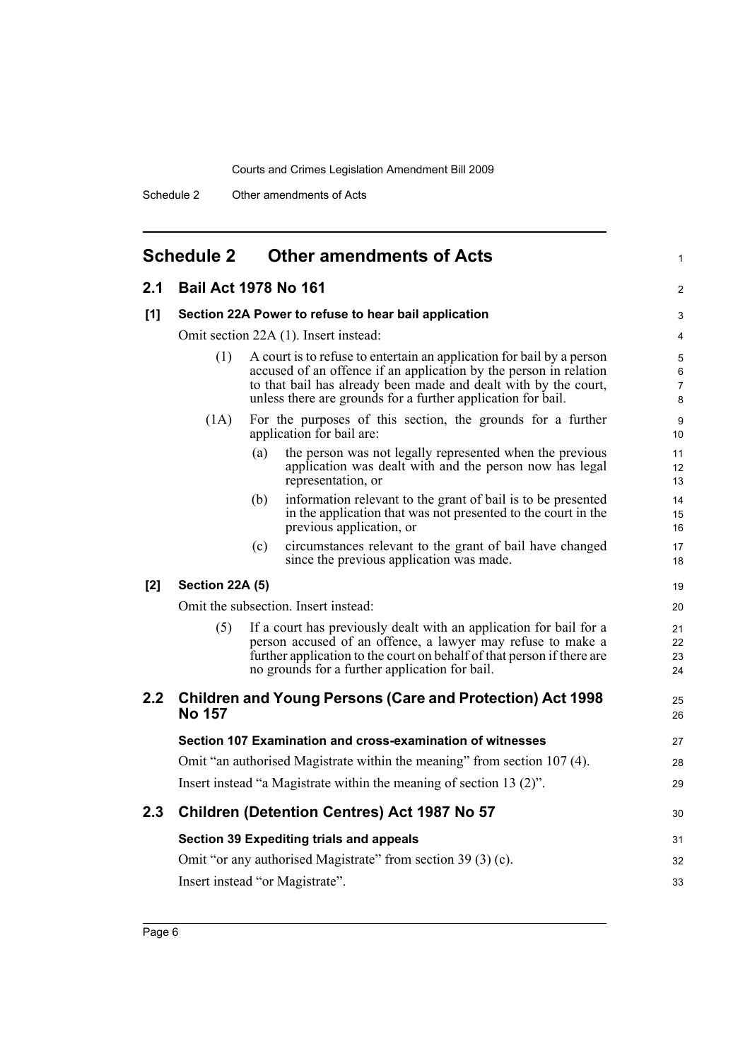# Schedule 2 Other amendments of Acts

## 2.1 Bail Act 1978 No 161

### [1] Section 22A Power to refuse to hear bail application

Omit section 22A (1). Insert instead:

(1) A court is to refuse to entertain an application for bail by a person accused of an offence if an application by the person in relation to that bail has already been made and dealt with by the court, unless there are grounds for a further application for bail.

(1A) For the purposes of this section, the grounds for a further application for bail are:

- (a) the person was not legally represented when the previous application was dealt with and the person now has legal representation, or
- (b) information relevant to the grant of bail is to be presented in the application that was not presented to the court in the previous application, or
- (c) circumstances relevant to the grant of bail have changed since the previous application was made.

### [2] Section 22A (5)

Omit the subsection. Insert instead:

(5) If a court has previously dealt with an application for bail for a person accused of an offence, a lawyer may refuse to make a further application to the court on behalf of that person if there are no grounds for a further application for bail.

## 2.2 Children and Young Persons (Care and Protection) Act 1998 No 157

### Section 107 Examination and cross-examination of witnesses

Omit "an authorised Magistrate within the meaning" from section 107 (4).

Insert instead "a Magistrate within the meaning of section 13 (2)".

## 2.3 Children (Detention Centres) Act 1987 No 57

### Section 39 Expediting trials and appeals

Omit "or any authorised Magistrate" from section 39 (3) (c).

Insert instead "or Magistrate".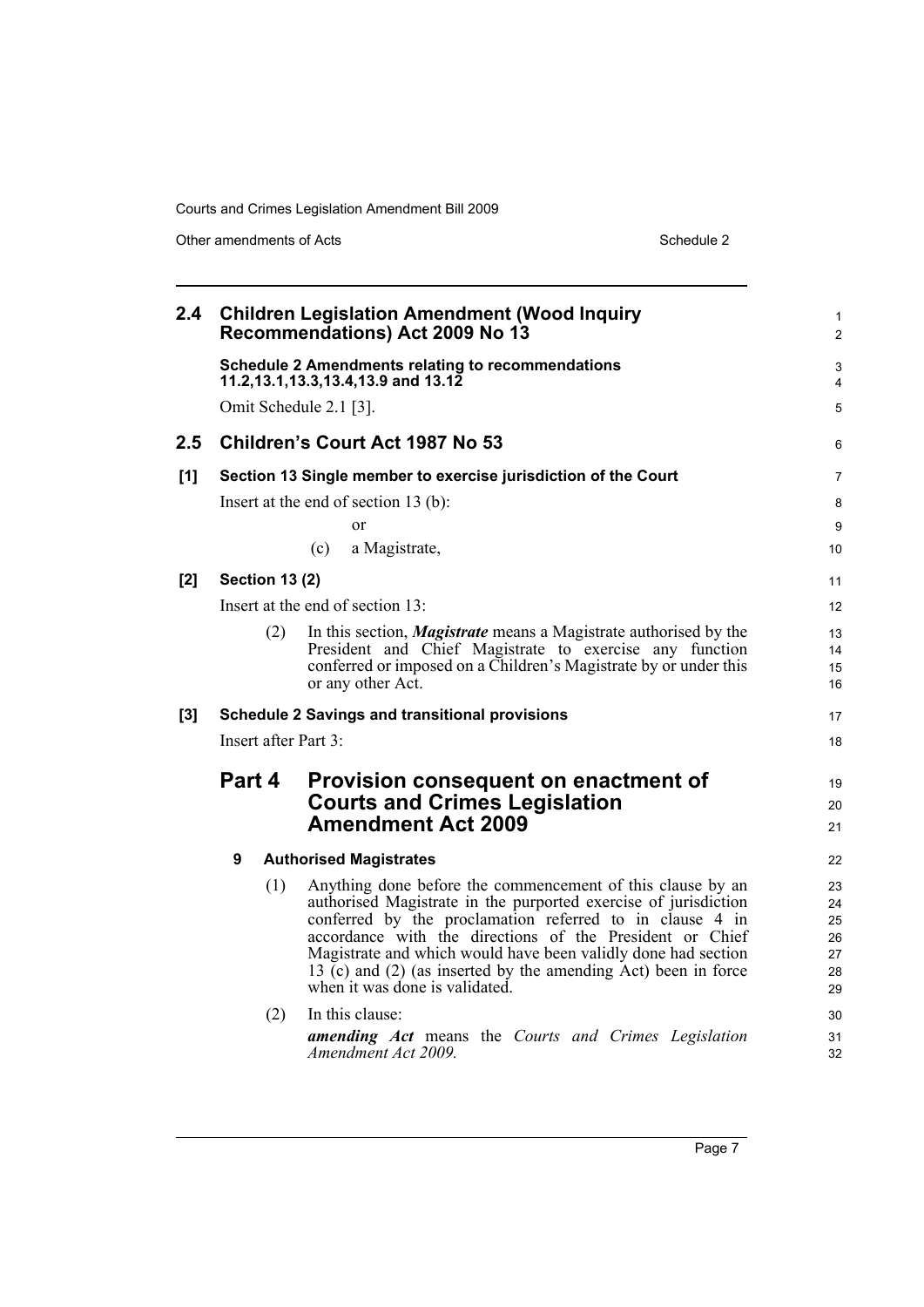## 2.4 Children Legislation Amendment (Wood Inquiry Recommendations) Act 2009 No 13

**Schedule 2 Amendments relating to recommendations 11.2,13.1,13.3,13.4,13.9 and 13.12**

Omit Schedule 2.1 [3].

## 2.5 Children's Court Act 1987 No 53

**[1] Section 13 Single member to exercise jurisdiction of the Court**

Insert at the end of section 13 (b):

or

(c) a Magistrate,

**[2] Section 13 (2)**

Insert at the end of section 13:

(2) In this section, ***Magistrate*** means a Magistrate authorised by the President and Chief Magistrate to exercise any function conferred or imposed on a Children's Magistrate by or under this or any other Act.

**[3] Schedule 2 Savings and transitional provisions**

Insert after Part 3:

### Part 4 Provision consequent on enactment of Courts and Crimes Legislation Amendment Act 2009

**9 Authorised Magistrates**

(1) Anything done before the commencement of this clause by an authorised Magistrate in the purported exercise of jurisdiction conferred by the proclamation referred to in clause 4 in accordance with the directions of the President or Chief Magistrate and which would have been validly done had section 13 (c) and (2) (as inserted by the amending Act) been in force when it was done is validated.

(2) In this clause:

***amending Act*** means the *Courts and Crimes Legislation Amendment Act 2009.*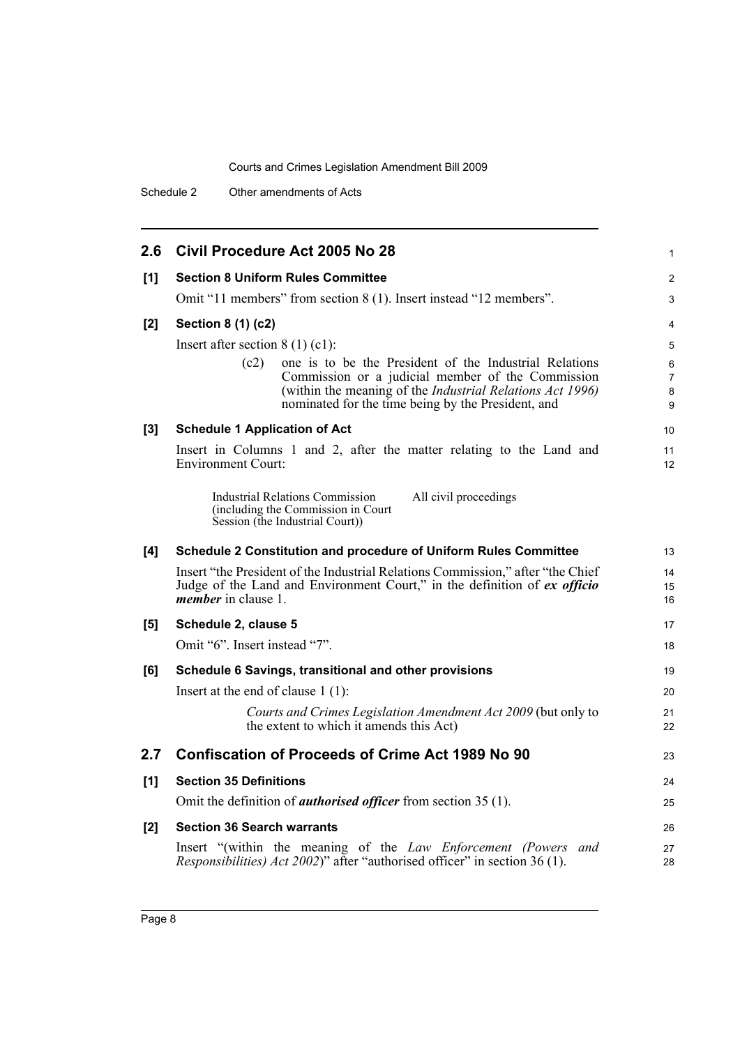## 2.6 Civil Procedure Act 2005 No 28

**[1] Section 8 Uniform Rules Committee**

Omit "11 members" from section 8 (1). Insert instead "12 members".

**[2] Section 8 (1) (c2)**

Insert after section 8 (1) (c1):

> (c2) one is to be the President of the Industrial Relations Commission or a judicial member of the Commission (within the meaning of the *Industrial Relations Act 1996)* nominated for the time being by the President, and

**[3] Schedule 1 Application of Act**

Insert in Columns 1 and 2, after the matter relating to the Land and Environment Court:

| | |
|---|---|
| Industrial Relations Commission (including the Commission in Court Session (the Industrial Court)) | All civil proceedings |

**[4] Schedule 2 Constitution and procedure of Uniform Rules Committee**

Insert "the President of the Industrial Relations Commission," after "the Chief Judge of the Land and Environment Court," in the definition of ***ex officio member*** in clause 1.

**[5] Schedule 2, clause 5**

Omit "6". Insert instead "7".

**[6] Schedule 6 Savings, transitional and other provisions**

Insert at the end of clause 1 (1):

> *Courts and Crimes Legislation Amendment Act 2009* (but only to the extent to which it amends this Act)

## 2.7 Confiscation of Proceeds of Crime Act 1989 No 90

**[1] Section 35 Definitions**

Omit the definition of ***authorised officer*** from section 35 (1).

**[2] Section 36 Search warrants**

Insert "(within the meaning of the *Law Enforcement (Powers and Responsibilities) Act 2002*)" after "authorised officer" in section 36 (1).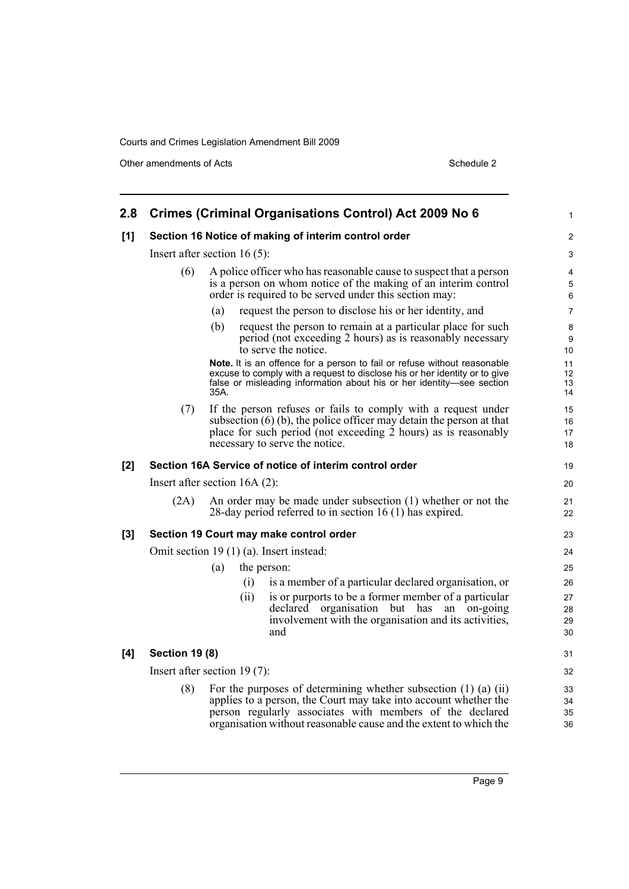## 2.8 Crimes (Criminal Organisations Control) Act 2009 No 6

### [1] Section 16 Notice of making of interim control order

Insert after section 16 (5):

(6) A police officer who has reasonable cause to suspect that a person is a person on whom notice of the making of an interim control order is required to be served under this section may:

(a) request the person to disclose his or her identity, and

(b) request the person to remain at a particular place for such period (not exceeding 2 hours) as is reasonably necessary to serve the notice.

**Note.** It is an offence for a person to fail or refuse without reasonable excuse to comply with a request to disclose his or her identity or to give false or misleading information about his or her identity—see section 35A.

(7) If the person refuses or fails to comply with a request under subsection (6) (b), the police officer may detain the person at that place for such period (not exceeding 2 hours) as is reasonably necessary to serve the notice.

### [2] Section 16A Service of notice of interim control order

Insert after section 16A (2):

(2A) An order may be made under subsection (1) whether or not the 28-day period referred to in section 16 (1) has expired.

### [3] Section 19 Court may make control order

Omit section 19 (1) (a). Insert instead:

(a) the person:

(i) is a member of a particular declared organisation, or

(ii) is or purports to be a former member of a particular declared organisation but has an on-going involvement with the organisation and its activities, and

### [4] Section 19 (8)

Insert after section 19 (7):

(8) For the purposes of determining whether subsection (1) (a) (ii) applies to a person, the Court may take into account whether the person regularly associates with members of the declared organisation without reasonable cause and the extent to which the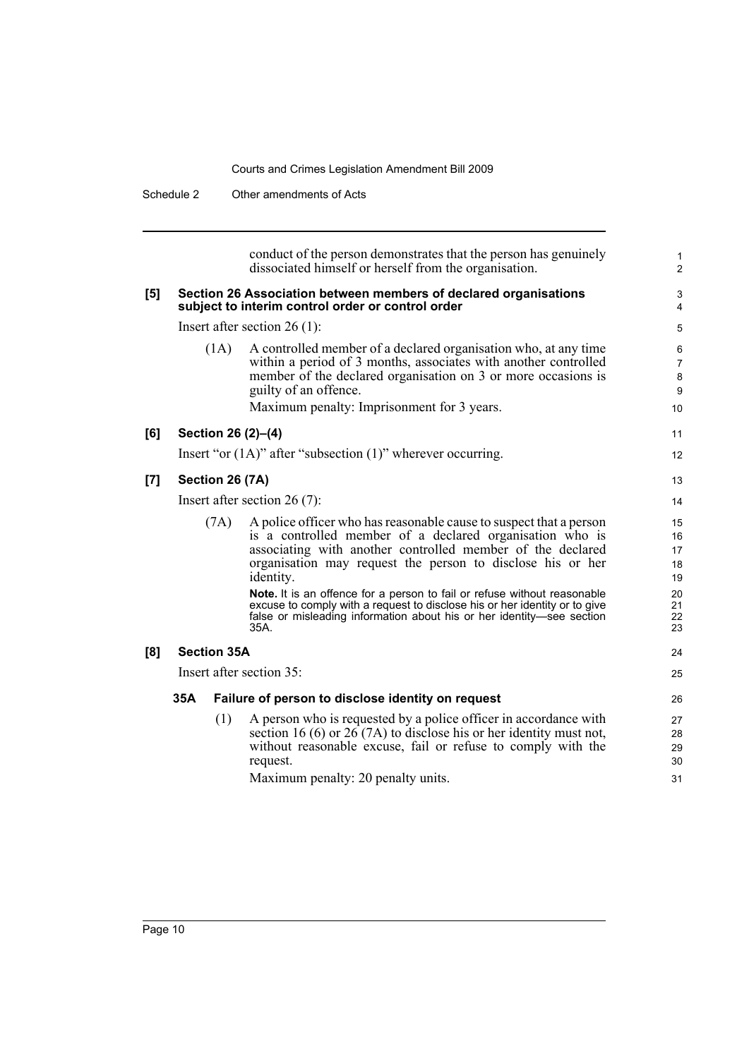conduct of the person demonstrates that the person has genuinely dissociated himself or herself from the organisation.

**[5] Section 26 Association between members of declared organisations subject to interim control order or control order**

Insert after section 26 (1):

(1A) A controlled member of a declared organisation who, at any time within a period of 3 months, associates with another controlled member of the declared organisation on 3 or more occasions is guilty of an offence.

Maximum penalty: Imprisonment for 3 years.

**[6] Section 26 (2)–(4)**

Insert "or (1A)" after "subsection (1)" wherever occurring.

**[7] Section 26 (7A)**

Insert after section 26 (7):

(7A) A police officer who has reasonable cause to suspect that a person is a controlled member of a declared organisation who is associating with another controlled member of the declared organisation may request the person to disclose his or her identity.

**Note.** It is an offence for a person to fail or refuse without reasonable excuse to comply with a request to disclose his or her identity or to give false or misleading information about his or her identity—see section 35A.

**[8] Section 35A**

Insert after section 35:

**35A Failure of person to disclose identity on request**

(1) A person who is requested by a police officer in accordance with section 16 (6) or 26 (7A) to disclose his or her identity must not, without reasonable excuse, fail or refuse to comply with the request.

Maximum penalty: 20 penalty units.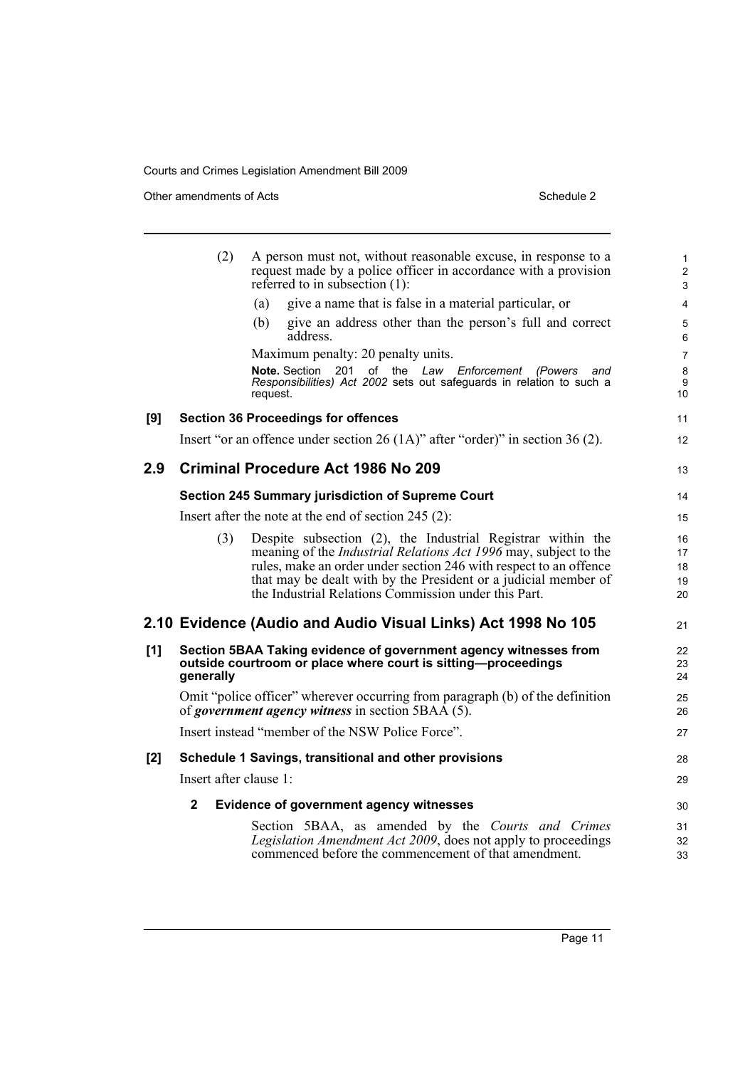(2) A person must not, without reasonable excuse, in response to a request made by a police officer in accordance with a provision referred to in subsection (1):

(a) give a name that is false in a material particular, or

(b) give an address other than the person's full and correct address.

Maximum penalty: 20 penalty units.

**Note.** Section 201 of the *Law Enforcement (Powers and Responsibilities) Act 2002* sets out safeguards in relation to such a request.

**[9] Section 36 Proceedings for offences**

Insert "or an offence under section 26 (1A)" after "order)" in section 36 (2).

## 2.9 Criminal Procedure Act 1986 No 209

**Section 245 Summary jurisdiction of Supreme Court**

Insert after the note at the end of section 245 (2):

(3) Despite subsection (2), the Industrial Registrar within the meaning of the *Industrial Relations Act 1996* may, subject to the rules, make an order under section 246 with respect to an offence that may be dealt with by the President or a judicial member of the Industrial Relations Commission under this Part.

## 2.10 Evidence (Audio and Audio Visual Links) Act 1998 No 105

**[1] Section 5BAA Taking evidence of government agency witnesses from outside courtroom or place where court is sitting—proceedings generally**

Omit "police officer" wherever occurring from paragraph (b) of the definition of ***government agency witness*** in section 5BAA (5).

Insert instead "member of the NSW Police Force".

**[2] Schedule 1 Savings, transitional and other provisions**

Insert after clause 1:

**2 Evidence of government agency witnesses**

Section 5BAA, as amended by the *Courts and Crimes Legislation Amendment Act 2009*, does not apply to proceedings commenced before the commencement of that amendment.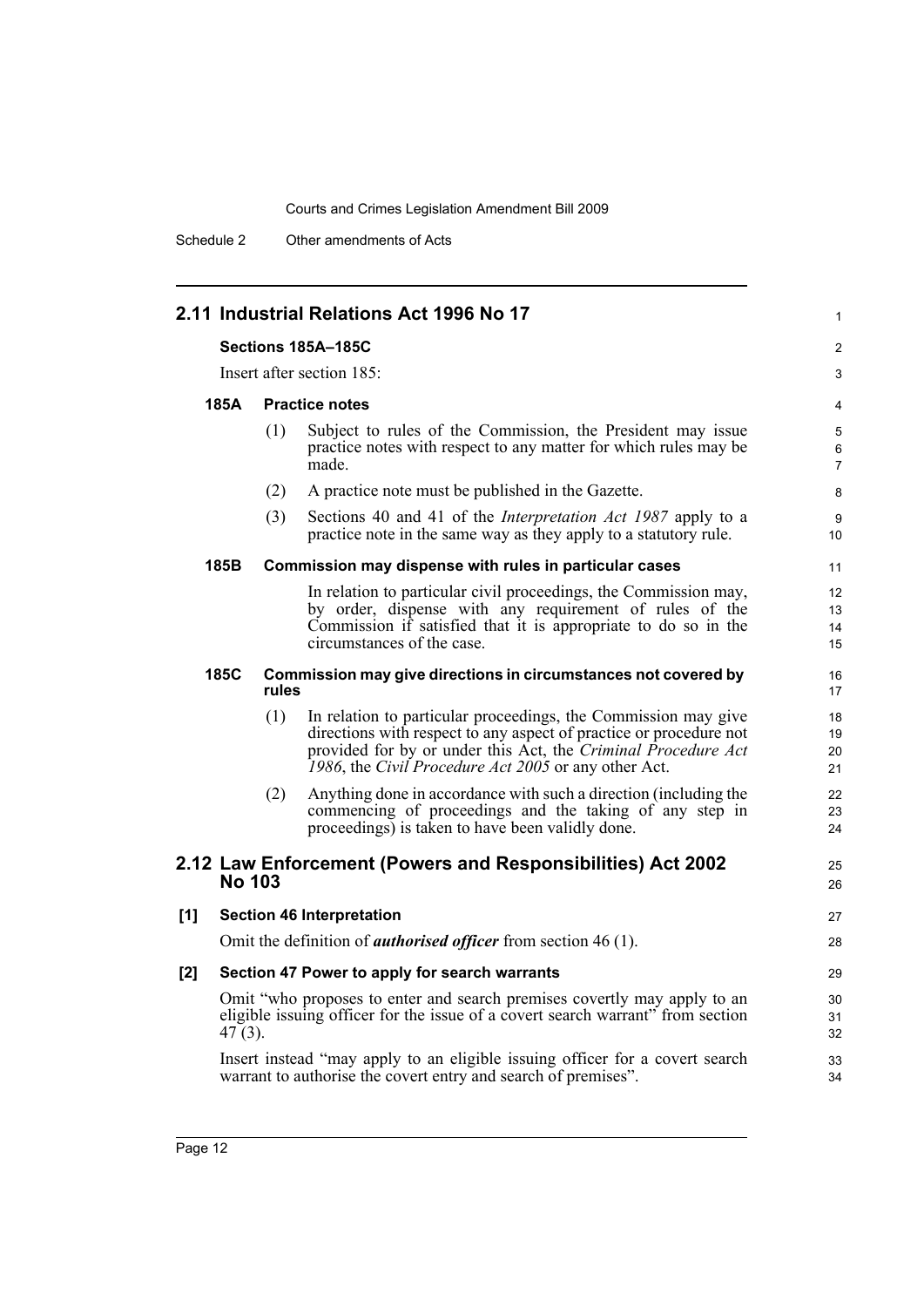## 2.11 Industrial Relations Act 1996 No 17

### Sections 185A–185C

Insert after section 185:

#### 185A Practice notes

(1) Subject to rules of the Commission, the President may issue practice notes with respect to any matter for which rules may be made.

(2) A practice note must be published in the Gazette.

(3) Sections 40 and 41 of the *Interpretation Act 1987* apply to a practice note in the same way as they apply to a statutory rule.

#### 185B Commission may dispense with rules in particular cases

In relation to particular civil proceedings, the Commission may, by order, dispense with any requirement of rules of the Commission if satisfied that it is appropriate to do so in the circumstances of the case.

#### 185C Commission may give directions in circumstances not covered by rules

(1) In relation to particular proceedings, the Commission may give directions with respect to any aspect of practice or procedure not provided for by or under this Act, the *Criminal Procedure Act 1986*, the *Civil Procedure Act 2005* or any other Act.

(2) Anything done in accordance with such a direction (including the commencing of proceedings and the taking of any step in proceedings) is taken to have been validly done.

## 2.12 Law Enforcement (Powers and Responsibilities) Act 2002 No 103

### [1] Section 46 Interpretation

Omit the definition of ***authorised officer*** from section 46 (1).

### [2] Section 47 Power to apply for search warrants

Omit "who proposes to enter and search premises covertly may apply to an eligible issuing officer for the issue of a covert search warrant" from section 47 (3).

Insert instead "may apply to an eligible issuing officer for a covert search warrant to authorise the covert entry and search of premises".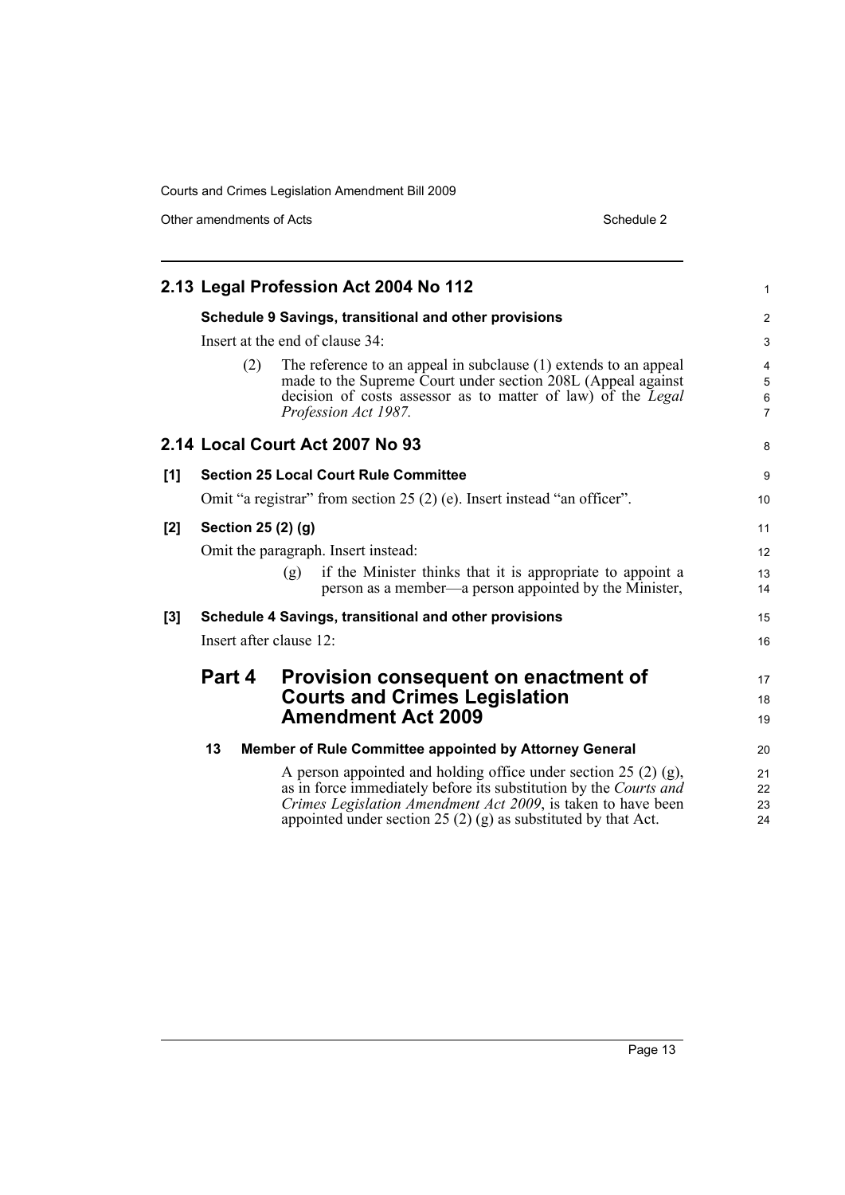## 2.13 Legal Profession Act 2004 No 112

**Schedule 9 Savings, transitional and other provisions**

Insert at the end of clause 34:

(2) The reference to an appeal in subclause (1) extends to an appeal made to the Supreme Court under section 208L (Appeal against decision of costs assessor as to matter of law) of the *Legal Profession Act 1987*.

## 2.14 Local Court Act 2007 No 93

**[1] Section 25 Local Court Rule Committee**

Omit "a registrar" from section 25 (2) (e). Insert instead "an officer".

**[2] Section 25 (2) (g)**

Omit the paragraph. Insert instead:

(g) if the Minister thinks that it is appropriate to appoint a person as a member—a person appointed by the Minister,

**[3] Schedule 4 Savings, transitional and other provisions**

Insert after clause 12:

### Part 4 Provision consequent on enactment of Courts and Crimes Legislation Amendment Act 2009

**13 Member of Rule Committee appointed by Attorney General**

A person appointed and holding office under section 25 (2) (g), as in force immediately before its substitution by the *Courts and Crimes Legislation Amendment Act 2009*, is taken to have been appointed under section 25 (2) (g) as substituted by that Act.